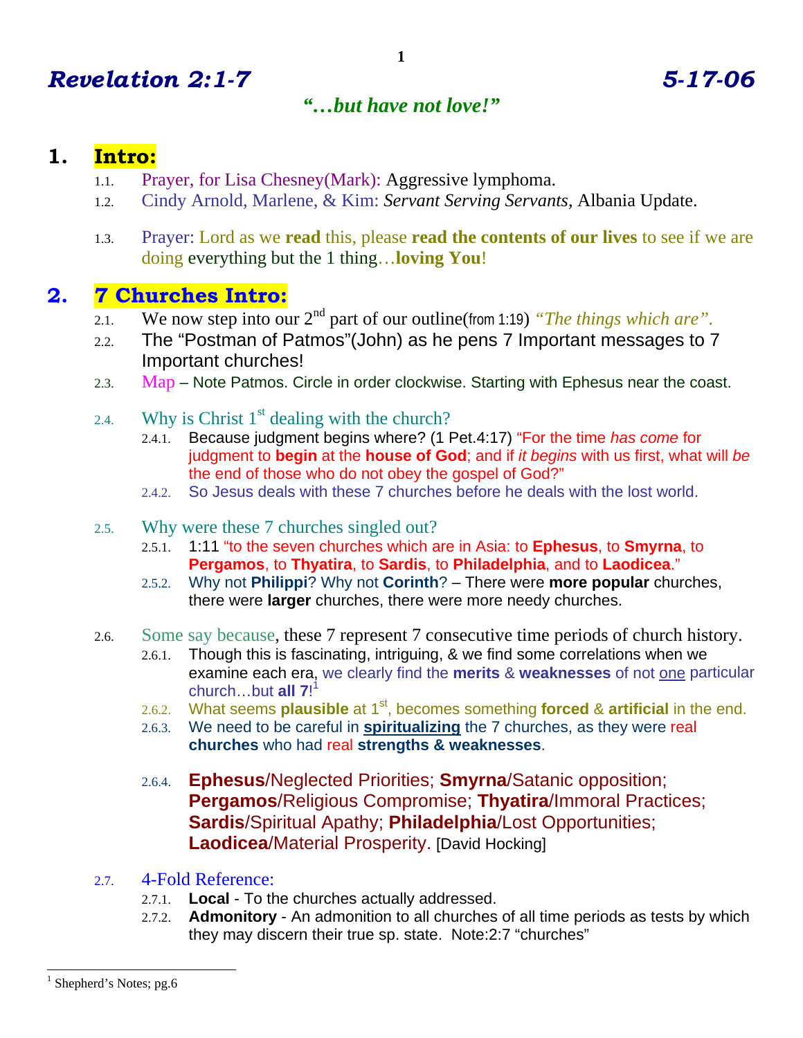# *Revelation 2:1-7* *5-17-06*

***"…but have not love!"***

## 1. Intro:

1.1. Prayer, for Lisa Chesney(Mark): Aggressive lymphoma.

1.2. Cindy Arnold, Marlene, & Kim: *Servant Serving Servants*, Albania Update.

1.3. Prayer: Lord as we **read** this, please **read the contents of our lives** to see if we are doing everything but the 1 thing…**loving You**!

## 2. 7 Churches Intro:

2.1. We now step into our 2nd part of our outline(from 1:19) *"The things which are"*.

2.2. The "Postman of Patmos"(John) as he pens 7 Important messages to 7 Important churches!

2.3. Map – Note Patmos. Circle in order clockwise. Starting with Ephesus near the coast.

2.4. Why is Christ 1st dealing with the church?

- 2.4.1. Because judgment begins where? (1 Pet.4:17) "For the time *has come* for judgment to **begin** at the **house of God**; and if *it begins* with us first, what will *be* the end of those who do not obey the gospel of God?"
- 2.4.2. So Jesus deals with these 7 churches before he deals with the lost world.

2.5. Why were these 7 churches singled out?

- 2.5.1. 1:11 "to the seven churches which are in Asia: to **Ephesus**, to **Smyrna**, to **Pergamos**, to **Thyatira**, to **Sardis**, to **Philadelphia**, and to **Laodicea**."
- 2.5.2. Why not **Philippi**? Why not **Corinth**? – There were **more popular** churches, there were **larger** churches, there were more needy churches.

2.6. Some say because, these 7 represent 7 consecutive time periods of church history.

- 2.6.1. Though this is fascinating, intriguing, & we find some correlations when we examine each era, we clearly find the **merits** & **weaknesses** of not one particular church…but **all 7**![1]
- 2.6.2. What seems **plausible** at 1st, becomes something **forced** & **artificial** in the end.
- 2.6.3. We need to be careful in **spiritualizing** the 7 churches, as they were real **churches** who had real **strengths & weaknesses**.
- 2.6.4. **Ephesus**/Neglected Priorities; **Smyrna**/Satanic opposition; **Pergamos**/Religious Compromise; **Thyatira**/Immoral Practices; **Sardis**/Spiritual Apathy; **Philadelphia**/Lost Opportunities; **Laodicea**/Material Prosperity. [David Hocking]

2.7. 4-Fold Reference:

- 2.7.1. **Local** - To the churches actually addressed.
- 2.7.2. **Admonitory** - An admonition to all churches of all time periods as tests by which they may discern their true sp. state. Note:2:7 "churches"

---

[1] Shepherd's Notes; pg.6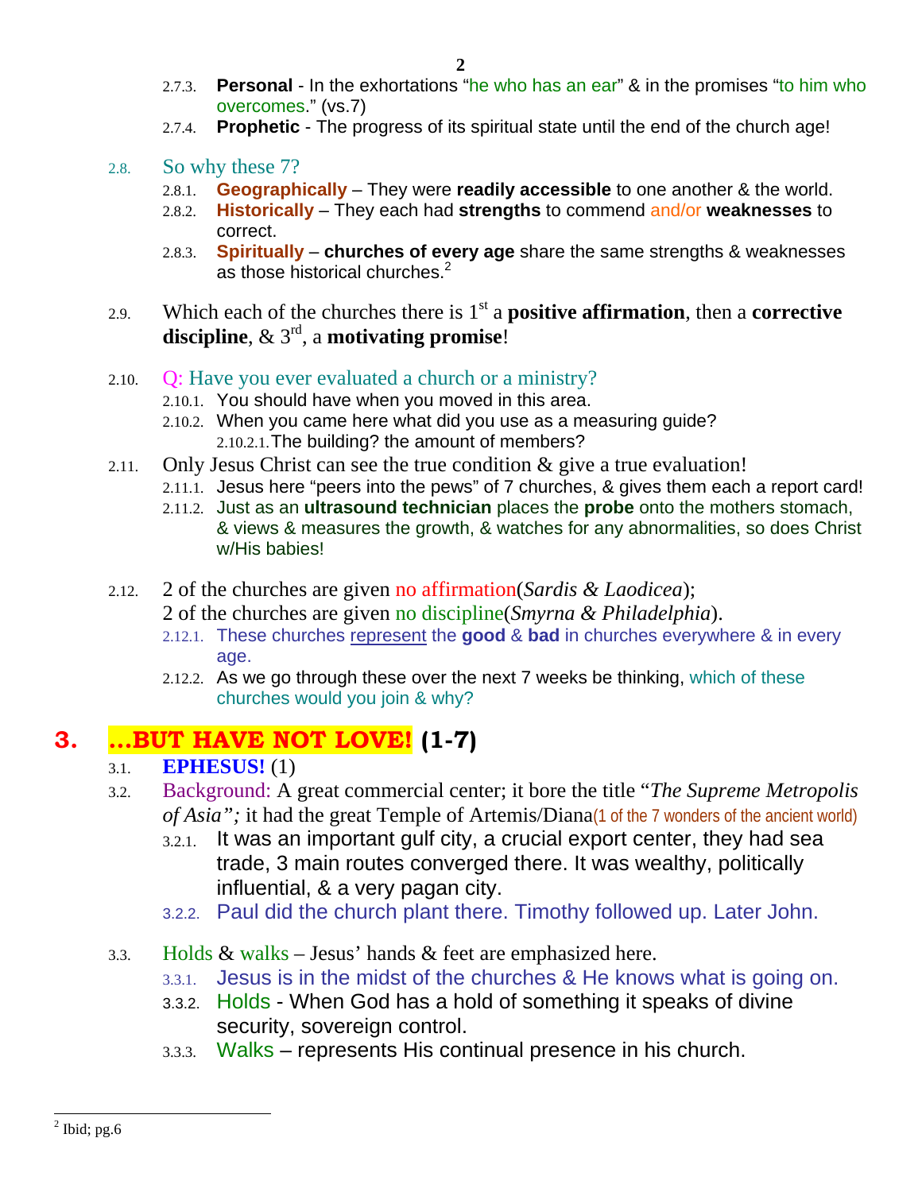- 2.7.3. **Personal** - In the exhortations "he who has an ear" & in the promises "to him who overcomes." (vs.7)
- 2.7.4. **Prophetic** - The progress of its spiritual state until the end of the church age!

2.8. So why these 7?

- 2.8.1. **Geographically** – They were **readily accessible** to one another & the world.
- 2.8.2. **Historically** – They each had **strengths** to commend and/or **weaknesses** to correct.
- 2.8.3. **Spiritually** – **churches of every age** share the same strengths & weaknesses as those historical churches.[2]

2.9. Which each of the churches there is 1st a **positive affirmation**, then a **corrective discipline**, & 3rd, a **motivating promise**!

2.10. Q: Have you ever evaluated a church or a ministry?

- 2.10.1. You should have when you moved in this area.
- 2.10.2. When you came here what did you use as a measuring guide?
  - 2.10.2.1. The building? the amount of members?

2.11. Only Jesus Christ can see the true condition & give a true evaluation!

- 2.11.1. Jesus here "peers into the pews" of 7 churches, & gives them each a report card!
- 2.11.2. Just as an **ultrasound technician** places the **probe** onto the mothers stomach, & views & measures the growth, & watches for any abnormalities, so does Christ w/His babies!

2.12. 2 of the churches are given no affirmation(*Sardis & Laodicea*);
2 of the churches are given no discipline(*Smyrna & Philadelphia*).

- 2.12.1. These churches represent the **good** & **bad** in churches everywhere & in every age.
- 2.12.2. As we go through these over the next 7 weeks be thinking, which of these churches would you join & why?

# 3. ...BUT HAVE NOT LOVE! (1-7)

3.1. **EPHESUS!** (1)

3.2. Background: A great commercial center; it bore the title "*The Supreme Metropolis of Asia";* it had the great Temple of Artemis/Diana(1 of the 7 wonders of the ancient world)

- 3.2.1. It was an important gulf city, a crucial export center, they had sea trade, 3 main routes converged there. It was wealthy, politically influential, & a very pagan city.
- 3.2.2. Paul did the church plant there. Timothy followed up. Later John.

3.3. Holds & walks – Jesus' hands & feet are emphasized here.

- 3.3.1. Jesus is in the midst of the churches & He knows what is going on.
- 3.3.2. Holds - When God has a hold of something it speaks of divine security, sovereign control.
- 3.3.3. Walks – represents His continual presence in his church.

---

[2] Ibid; pg.6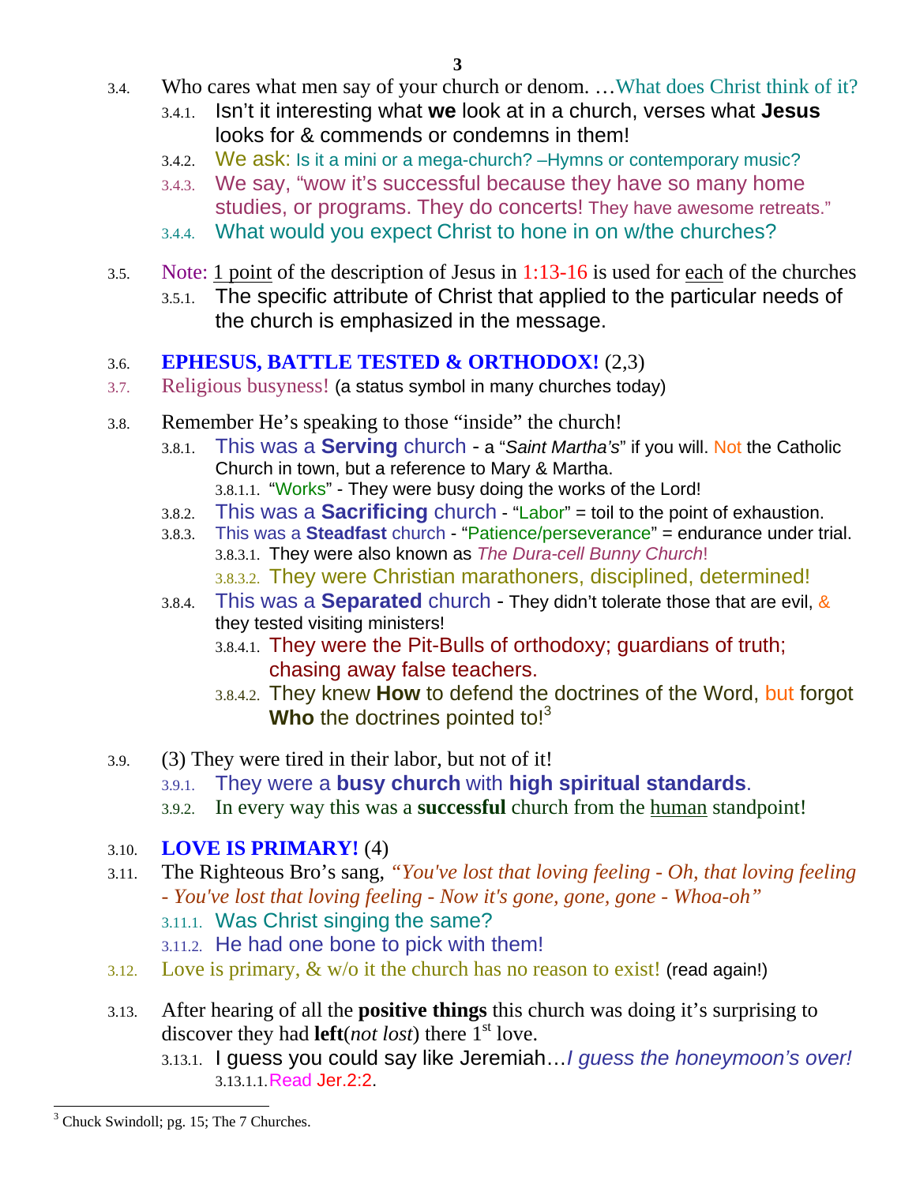3.4. Who cares what men say of your church or denom. …What does Christ think of it?

3.4.1. Isn't it interesting what **we** look at in a church, verses what **Jesus** looks for & commends or condemns in them!

3.4.2. We ask: Is it a mini or a mega-church? –Hymns or contemporary music?

3.4.3. We say, "wow it's successful because they have so many home studies, or programs. They do concerts! They have awesome retreats."

3.4.4. What would you expect Christ to hone in on w/the churches?

3.5. Note: 1 point of the description of Jesus in 1:13-16 is used for each of the churches

3.5.1. The specific attribute of Christ that applied to the particular needs of the church is emphasized in the message.

3.6. **EPHESUS, BATTLE TESTED & ORTHODOX!** (2,3)

3.7. Religious busyness! (a status symbol in many churches today)

3.8. Remember He's speaking to those "inside" the church!

3.8.1. This was a **Serving** church - a "*Saint Martha's*" if you will. Not the Catholic Church in town, but a reference to Mary & Martha.

3.8.1.1. "Works" - They were busy doing the works of the Lord!

3.8.2. This was a **Sacrificing** church - "Labor" = toil to the point of exhaustion.

3.8.3. This was a **Steadfast** church - "Patience/perseverance" = endurance under trial.

3.8.3.1. They were also known as *The Dura-cell Bunny Church*!

3.8.3.2. They were Christian marathoners, disciplined, determined!

3.8.4. This was a **Separated** church - They didn't tolerate those that are evil, & they tested visiting ministers!

3.8.4.1. They were the Pit-Bulls of orthodoxy; guardians of truth; chasing away false teachers.

3.8.4.2. They knew **How** to defend the doctrines of the Word, but forgot **Who** the doctrines pointed to![3]

3.9. (3) They were tired in their labor, but not of it!

3.9.1. They were a **busy church** with **high spiritual standards**.

3.9.2. In every way this was a **successful** church from the human standpoint!

3.10. **LOVE IS PRIMARY!** (4)

3.11. The Righteous Bro's sang, *"You've lost that loving feeling - Oh, that loving feeling - You've lost that loving feeling - Now it's gone, gone, gone - Whoa-oh"*

3.11.1. Was Christ singing the same?

3.11.2. He had one bone to pick with them!

3.12. Love is primary, & w/o it the church has no reason to exist! (read again!)

3.13. After hearing of all the **positive things** this church was doing it's surprising to discover they had **left**(*not lost*) there 1st love.

3.13.1. I guess you could say like Jeremiah…*I guess the honeymoon's over!*

3.13.1.1. Read Jer.2:2.

---

[3] Chuck Swindoll; pg. 15; The 7 Churches.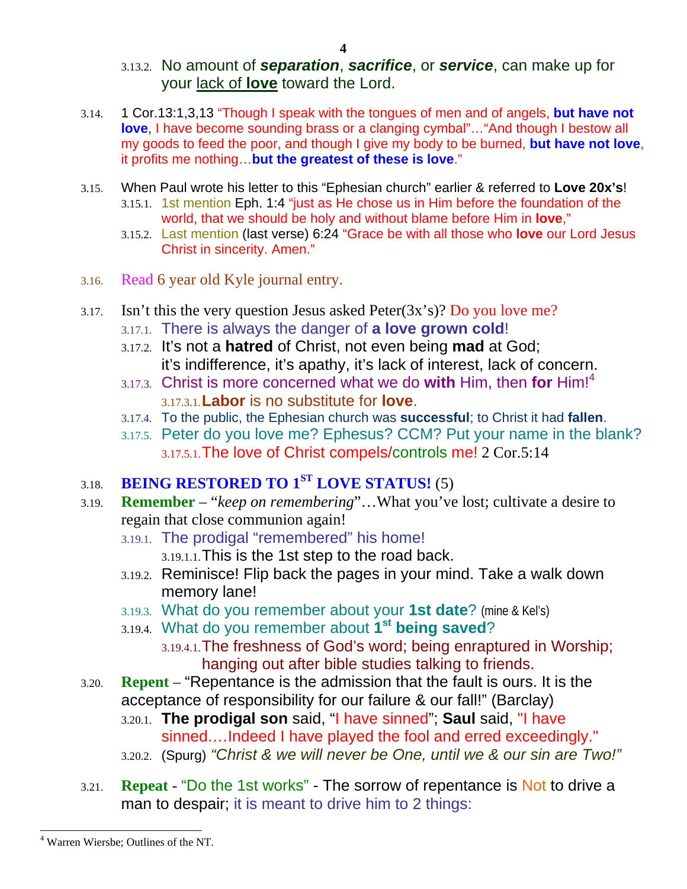- 3.13.2. No amount of ***separation***, ***sacrifice***, or ***service***, can make up for your lack of **love** toward the Lord.

3.14. 1 Cor.13:1,3,13 "Though I speak with the tongues of men and of angels, **but have not love**, I have become sounding brass or a clanging cymbal"…"And though I bestow all my goods to feed the poor, and though I give my body to be burned, **but have not love**, it profits me nothing…**but the greatest of these is love**."

3.15. When Paul wrote his letter to this "Ephesian church" earlier & referred to **Love 20x's**!
- 3.15.1. 1st mention Eph. 1:4 "just as He chose us in Him before the foundation of the world, that we should be holy and without blame before Him in **love**,"
- 3.15.2. Last mention (last verse) 6:24 "Grace be with all those who **love** our Lord Jesus Christ in sincerity. Amen."

3.16. Read 6 year old Kyle journal entry.

3.17. Isn't this the very question Jesus asked Peter(3x's)? Do you love me?
- 3.17.1. There is always the danger of **a love grown cold**!
- 3.17.2. It's not a **hatred** of Christ, not even being **mad** at God; it's indifference, it's apathy, it's lack of interest, lack of concern.
- 3.17.3. Christ is more concerned what we do **with** Him, then **for** Him![4]
  - 3.17.3.1. **Labor** is no substitute for **love**.
- 3.17.4. To the public, the Ephesian church was **successful**; to Christ it had **fallen**.
- 3.17.5. Peter do you love me? Ephesus? CCM? Put your name in the blank?
  - 3.17.5.1. The love of Christ compels/controls me! 2 Cor.5:14

3.18. **BEING RESTORED TO 1[ST] LOVE STATUS!** (5)

3.19. **Remember** – "*keep on remembering*"…What you've lost; cultivate a desire to regain that close communion again!
- 3.19.1. The prodigal "remembered" his home!
  - 3.19.1.1. This is the 1st step to the road back.
- 3.19.2. Reminisce! Flip back the pages in your mind. Take a walk down memory lane!
- 3.19.3. What do you remember about your **1st date**? (mine & Kel's)
- 3.19.4. What do you remember about **1[st] being saved**?
  - 3.19.4.1. The freshness of God's word; being enraptured in Worship; hanging out after bible studies talking to friends.

3.20. **Repent** – "Repentance is the admission that the fault is ours. It is the acceptance of responsibility for our failure & our fall!" (Barclay)
- 3.20.1. **The prodigal son** said, "I have sinned"; **Saul** said, "I have sinned….Indeed I have played the fool and erred exceedingly."
- 3.20.2. (Spurg) *"Christ & we will never be One, until we & our sin are Two!"*

3.21. **Repeat** - "Do the 1st works" - The sorrow of repentance is Not to drive a man to despair; it is meant to drive him to 2 things:

---

[4] Warren Wiersbe; Outlines of the NT.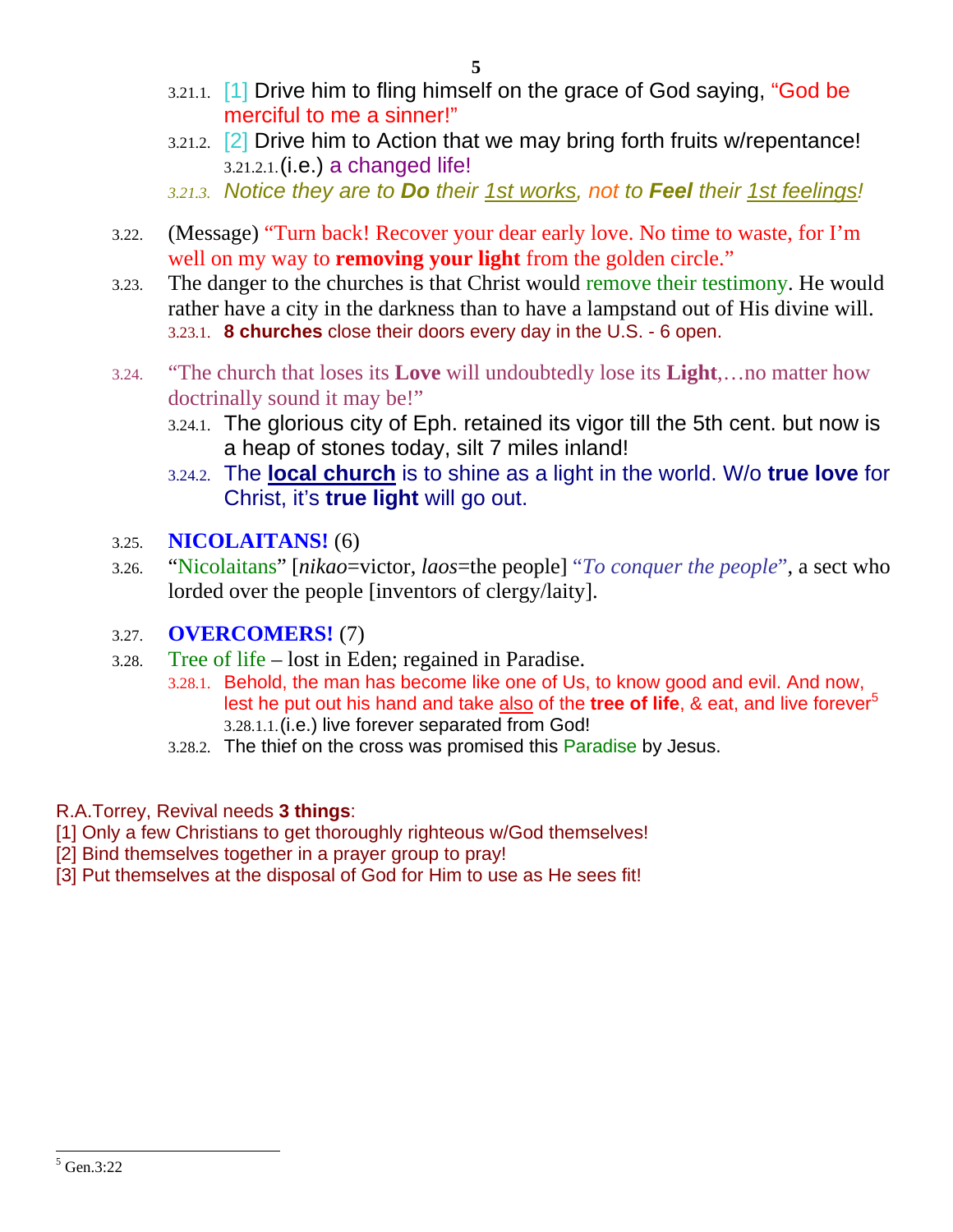3.21.1. [1] Drive him to fling himself on the grace of God saying, "God be merciful to me a sinner!"

3.21.2. [2] Drive him to Action that we may bring forth fruits w/repentance!

3.21.2.1. (i.e.) a changed life!

*3.21.3. Notice they are to **Do** their 1st works, not to **Feel** their 1st feelings!*

3.22. (Message) "Turn back! Recover your dear early love. No time to waste, for I'm well on my way to **removing your light** from the golden circle."

3.23. The danger to the churches is that Christ would remove their testimony. He would rather have a city in the darkness than to have a lampstand out of His divine will.

3.23.1. **8 churches** close their doors every day in the U.S. - 6 open.

3.24. "The church that loses its **Love** will undoubtedly lose its **Light**,…no matter how doctrinally sound it may be!"

3.24.1. The glorious city of Eph. retained its vigor till the 5th cent. but now is a heap of stones today, silt 7 miles inland!

3.24.2. The **local church** is to shine as a light in the world. W/o **true love** for Christ, it's **true light** will go out.

3.25. **NICOLAITANS!** (6)

3.26. "Nicolaitans" [*nikao*=victor, *laos*=the people] "*To conquer the people*", a sect who lorded over the people [inventors of clergy/laity].

3.27. **OVERCOMERS!** (7)

3.28. Tree of life – lost in Eden; regained in Paradise.

3.28.1. Behold, the man has become like one of Us, to know good and evil. And now, lest he put out his hand and take also of the **tree of life**, & eat, and live forever[5]

3.28.1.1. (i.e.) live forever separated from God!

3.28.2. The thief on the cross was promised this Paradise by Jesus.

R.A.Torrey, Revival needs **3 things**:

[1] Only a few Christians to get thoroughly righteous w/God themselves!

[2] Bind themselves together in a prayer group to pray!

[3] Put themselves at the disposal of God for Him to use as He sees fit!

[5] Gen.3:22